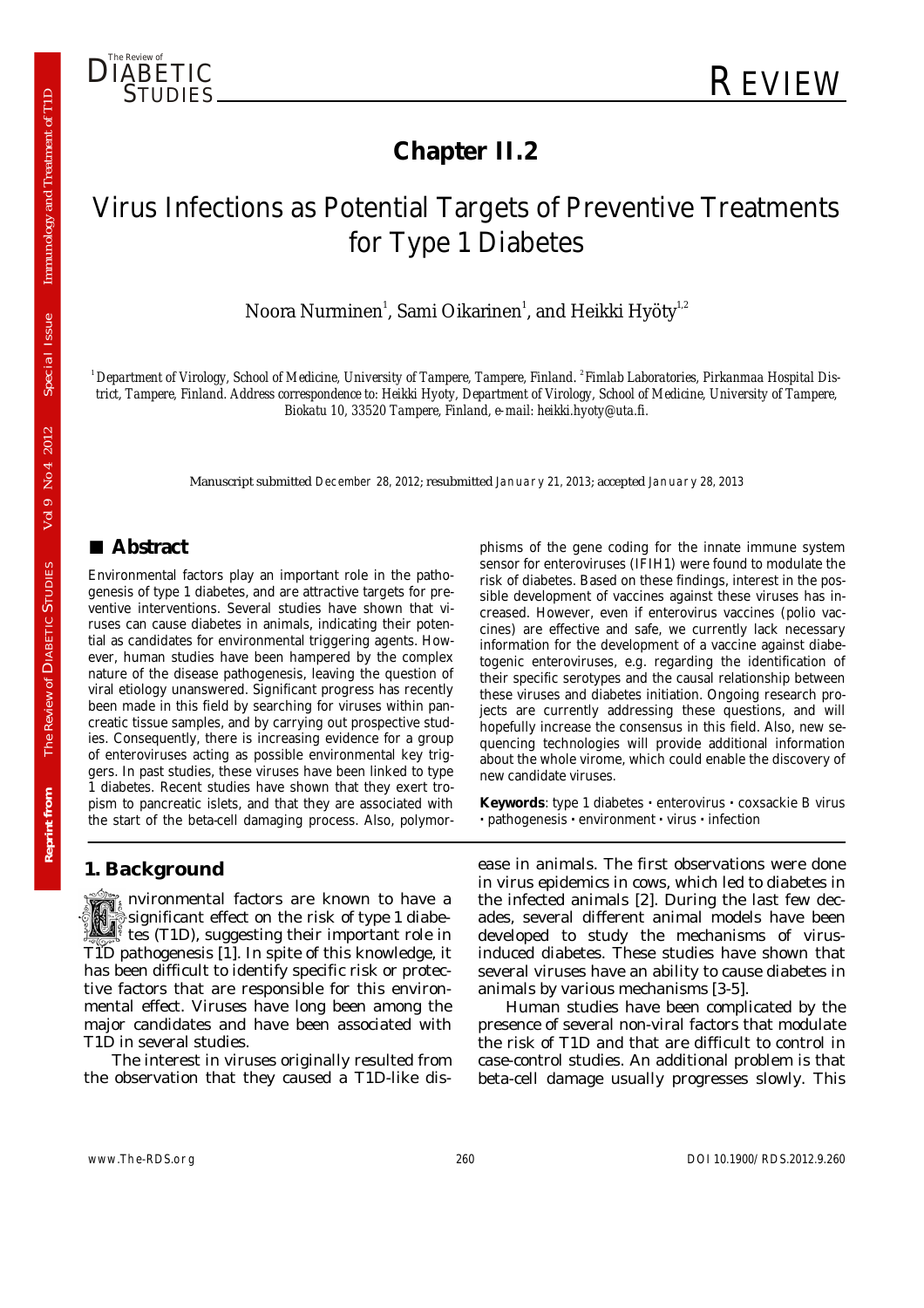# Chapter II.2

# Virus Infections as Potential Targets of Preventive Treatments for Type 1 Diabetes

Noora Nurminen[1], Sami Oikarinen[1], and Heikki Hyöty[1,2]

[1] *Department of Virology, School of Medicine, University of Tampere, Tampere, Finland.* [2] *Fimlab Laboratories, Pirkanmaa Hospital District, Tampere, Finland. Address correspondence to: Heikki Hyoty, Department of Virology, School of Medicine, University of Tampere, Biokatu 10, 33520 Tampere, Finland, e-mail: heikki.hyoty@uta.fi.*

Manuscript submitted *December* 28, 2012; resubmitted *January* 21, 2013; accepted *January* 28, 2013

## ■ Abstract

Environmental factors play an important role in the pathogenesis of type 1 diabetes, and are attractive targets for preventive interventions. Several studies have shown that viruses can cause diabetes in animals, indicating their potential as candidates for environmental triggering agents. However, human studies have been hampered by the complex nature of the disease pathogenesis, leaving the question of viral etiology unanswered. Significant progress has recently been made in this field by searching for viruses within pancreatic tissue samples, and by carrying out prospective studies. Consequently, there is increasing evidence for a group of enteroviruses acting as possible environmental key triggers. In past studies, these viruses have been linked to type 1 diabetes. Recent studies have shown that they exert tropism to pancreatic islets, and that they are associated with the start of the beta-cell damaging process. Also, polymorphisms of the gene coding for the innate immune system sensor for enteroviruses (IFIH1) were found to modulate the risk of diabetes. Based on these findings, interest in the possible development of vaccines against these viruses has increased. However, even if enterovirus vaccines (polio vaccines) are effective and safe, we currently lack necessary information for the development of a vaccine against diabetogenic enteroviruses, e.g. regarding the identification of their specific serotypes and the causal relationship between these viruses and diabetes initiation. Ongoing research projects are currently addressing these questions, and will hopefully increase the consensus in this field. Also, new sequencing technologies will provide additional information about the whole virome, which could enable the discovery of new candidate viruses.

**Keywords**: type 1 diabetes · enterovirus · coxsackie B virus · pathogenesis · environment · virus · infection

## 1. Background

Environmental factors are known to have a significant effect on the risk of type 1 diabetes (T1D), suggesting their important role in T1D pathogenesis [1]. In spite of this knowledge, it has been difficult to identify specific risk or protective factors that are responsible for this environmental effect. Viruses have long been among the major candidates and have been associated with T1D in several studies.

The interest in viruses originally resulted from the observation that they caused a T1D-like disease in animals. The first observations were done in virus epidemics in cows, which led to diabetes in the infected animals [2]. During the last few decades, several different animal models have been developed to study the mechanisms of virus-induced diabetes. These studies have shown that several viruses have an ability to cause diabetes in animals by various mechanisms [3-5].

Human studies have been complicated by the presence of several non-viral factors that modulate the risk of T1D and that are difficult to control in case-control studies. An additional problem is that beta-cell damage usually progresses slowly. This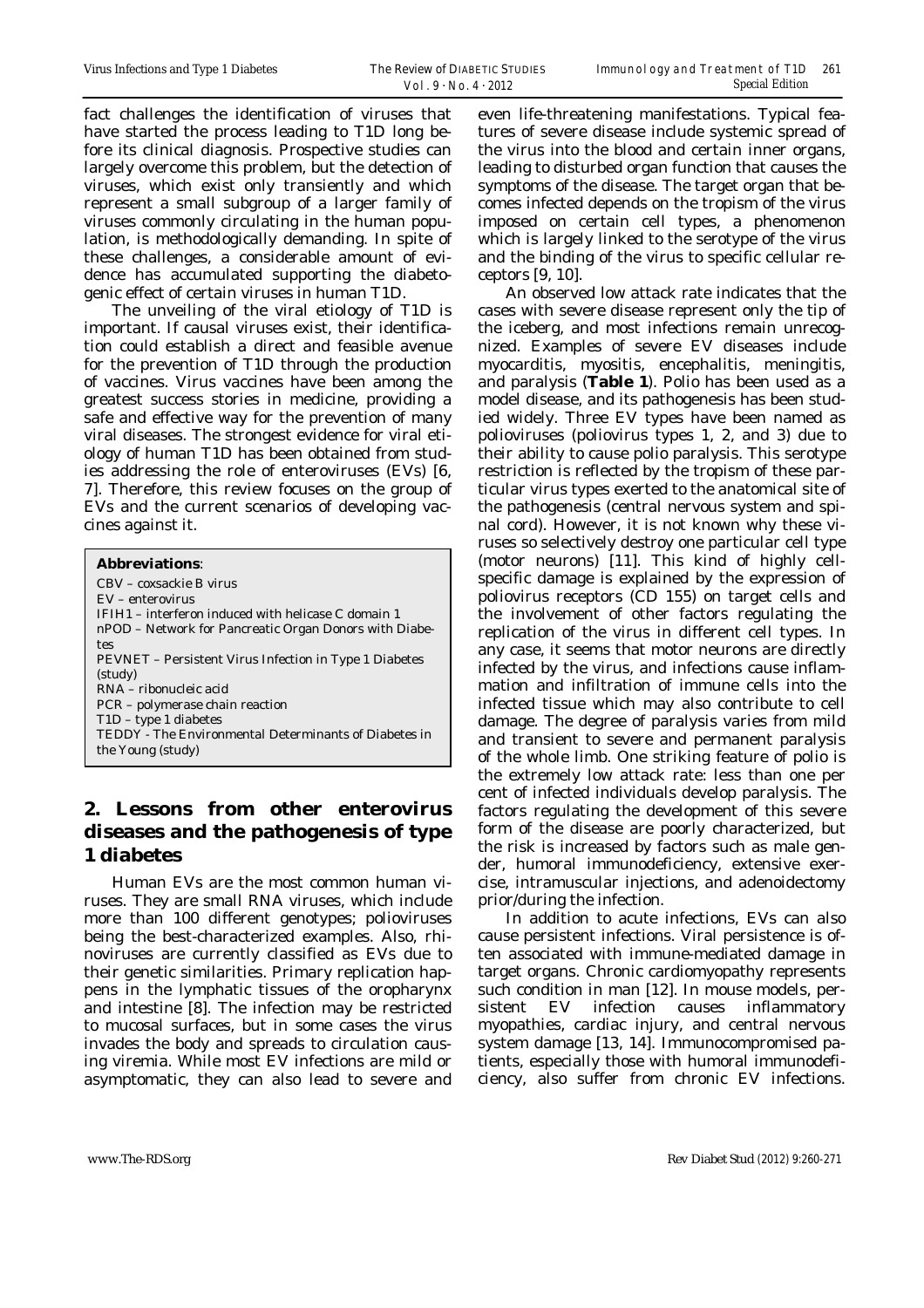fact challenges the identification of viruses that have started the process leading to T1D long before its clinical diagnosis. Prospective studies can largely overcome this problem, but the detection of viruses, which exist only transiently and which represent a small subgroup of a larger family of viruses commonly circulating in the human population, is methodologically demanding. In spite of these challenges, a considerable amount of evidence has accumulated supporting the diabetogenic effect of certain viruses in human T1D.

The unveiling of the viral etiology of T1D is important. If causal viruses exist, their identification could establish a direct and feasible avenue for the prevention of T1D through the production of vaccines. Virus vaccines have been among the greatest success stories in medicine, providing a safe and effective way for the prevention of many viral diseases. The strongest evidence for viral etiology of human T1D has been obtained from studies addressing the role of enteroviruses (EVs) [6, 7]. Therefore, this review focuses on the group of EVs and the current scenarios of developing vaccines against it.

**Abbreviations**:
CBV – coxsackie B virus
EV – enterovirus
IFIH1 – interferon induced with helicase C domain 1
nPOD – Network for Pancreatic Organ Donors with Diabetes
PEVNET – Persistent Virus Infection in Type 1 Diabetes (study)
RNA – ribonucleic acid
PCR – polymerase chain reaction
T1D – type 1 diabetes
TEDDY - The Environmental Determinants of Diabetes in the Young (study)

## 2. Lessons from other enterovirus diseases and the pathogenesis of type 1 diabetes

Human EVs are the most common human viruses. They are small RNA viruses, which include more than 100 different genotypes; polioviruses being the best-characterized examples. Also, rhinoviruses are currently classified as EVs due to their genetic similarities. Primary replication happens in the lymphatic tissues of the oropharynx and intestine [8]. The infection may be restricted to mucosal surfaces, but in some cases the virus invades the body and spreads to circulation causing viremia. While most EV infections are mild or asymptomatic, they can also lead to severe and even life-threatening manifestations. Typical features of severe disease include systemic spread of the virus into the blood and certain inner organs, leading to disturbed organ function that causes the symptoms of the disease. The target organ that becomes infected depends on the tropism of the virus imposed on certain cell types, a phenomenon which is largely linked to the serotype of the virus and the binding of the virus to specific cellular receptors [9, 10].

An observed low attack rate indicates that the cases with severe disease represent only the tip of the iceberg, and most infections remain unrecognized. Examples of severe EV diseases include myocarditis, myositis, encephalitis, meningitis, and paralysis (**Table 1**). Polio has been used as a model disease, and its pathogenesis has been studied widely. Three EV types have been named as polioviruses (poliovirus types 1, 2, and 3) due to their ability to cause polio paralysis. This serotype restriction is reflected by the tropism of these particular virus types exerted to the anatomical site of the pathogenesis (central nervous system and spinal cord). However, it is not known why these viruses so selectively destroy one particular cell type (motor neurons) [11]. This kind of highly cell-specific damage is explained by the expression of poliovirus receptors (CD 155) on target cells and the involvement of other factors regulating the replication of the virus in different cell types. In any case, it seems that motor neurons are directly infected by the virus, and infections cause inflammation and infiltration of immune cells into the infected tissue which may also contribute to cell damage. The degree of paralysis varies from mild and transient to severe and permanent paralysis of the whole limb. One striking feature of polio is the extremely low attack rate: less than one per cent of infected individuals develop paralysis. The factors regulating the development of this severe form of the disease are poorly characterized, but the risk is increased by factors such as male gender, humoral immunodeficiency, extensive exercise, intramuscular injections, and adenoidectomy prior/during the infection.

In addition to acute infections, EVs can also cause persistent infections. Viral persistence is often associated with immune-mediated damage in target organs. Chronic cardiomyopathy represents such condition in man [12]. In mouse models, persistent EV infection causes inflammatory myopathies, cardiac injury, and central nervous system damage [13, 14]. Immunocompromised patients, especially those with humoral immunodeficiency, also suffer from chronic EV infections.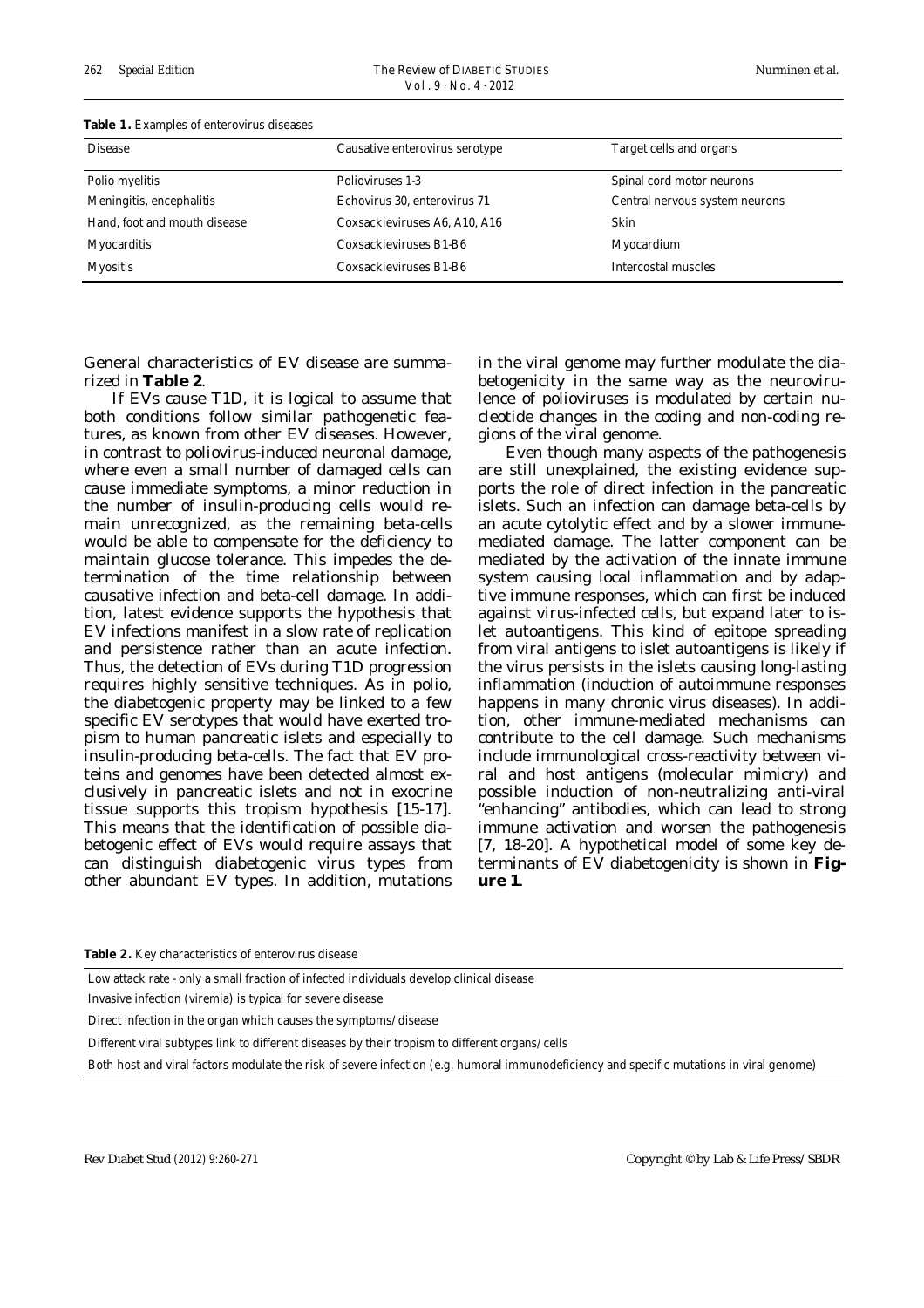**Table 1.** Examples of enterovirus diseases

| Disease | Causative enterovirus serotype | Target cells and organs |
|---|---|---|
| Polio myelitis | Polioviruses 1-3 | Spinal cord motor neurons |
| Meningitis, encephalitis | Echovirus 30, enterovirus 71 | Central nervous system neurons |
| Hand, foot and mouth disease | Coxsackieviruses A6, A10, A16 | Skin |
| Myocarditis | Coxsackieviruses B1-B6 | Myocardium |
| Myositis | Coxsackieviruses B1-B6 | Intercostal muscles |

General characteristics of EV disease are summarized in **Table 2**.

If EVs cause T1D, it is logical to assume that both conditions follow similar pathogenetic features, as known from other EV diseases. However, in contrast to poliovirus-induced neuronal damage, where even a small number of damaged cells can cause immediate symptoms, a minor reduction in the number of insulin-producing cells would remain unrecognized, as the remaining beta-cells would be able to compensate for the deficiency to maintain glucose tolerance. This impedes the determination of the time relationship between causative infection and beta-cell damage. In addition, latest evidence supports the hypothesis that EV infections manifest in a slow rate of replication and persistence rather than an acute infection. Thus, the detection of EVs during T1D progression requires highly sensitive techniques. As in polio, the diabetogenic property may be linked to a few specific EV serotypes that would have exerted tropism to human pancreatic islets and especially to insulin-producing beta-cells. The fact that EV proteins and genomes have been detected almost exclusively in pancreatic islets and not in exocrine tissue supports this tropism hypothesis [15-17]. This means that the identification of possible diabetogenic effect of EVs would require assays that can distinguish diabetogenic virus types from other abundant EV types. In addition, mutations in the viral genome may further modulate the diabetogenicity in the same way as the neurovirulence of polioviruses is modulated by certain nucleotide changes in the coding and non-coding regions of the viral genome.

Even though many aspects of the pathogenesis are still unexplained, the existing evidence supports the role of direct infection in the pancreatic islets. Such an infection can damage beta-cells by an acute cytolytic effect and by a slower immune-mediated damage. The latter component can be mediated by the activation of the innate immune system causing local inflammation and by adaptive immune responses, which can first be induced against virus-infected cells, but expand later to islet autoantigens. This kind of epitope spreading from viral antigens to islet autoantigens is likely if the virus persists in the islets causing long-lasting inflammation (induction of autoimmune responses happens in many chronic virus diseases). In addition, other immune-mediated mechanisms can contribute to the cell damage. Such mechanisms include immunological cross-reactivity between viral and host antigens (molecular mimicry) and possible induction of non-neutralizing anti-viral "enhancing" antibodies, which can lead to strong immune activation and worsen the pathogenesis [7, 18-20]. A hypothetical model of some key determinants of EV diabetogenicity is shown in **Figure 1**.

**Table 2.** Key characteristics of enterovirus disease

| |
|---|
| Low attack rate - only a small fraction of infected individuals develop clinical disease |
| Invasive infection (viremia) is typical for severe disease |
| Direct infection in the organ which causes the symptoms/disease |
| Different viral subtypes link to different diseases by their tropism to different organs/cells |
| Both host and viral factors modulate the risk of severe infection (e.g. humoral immunodeficiency and specific mutations in viral genome) |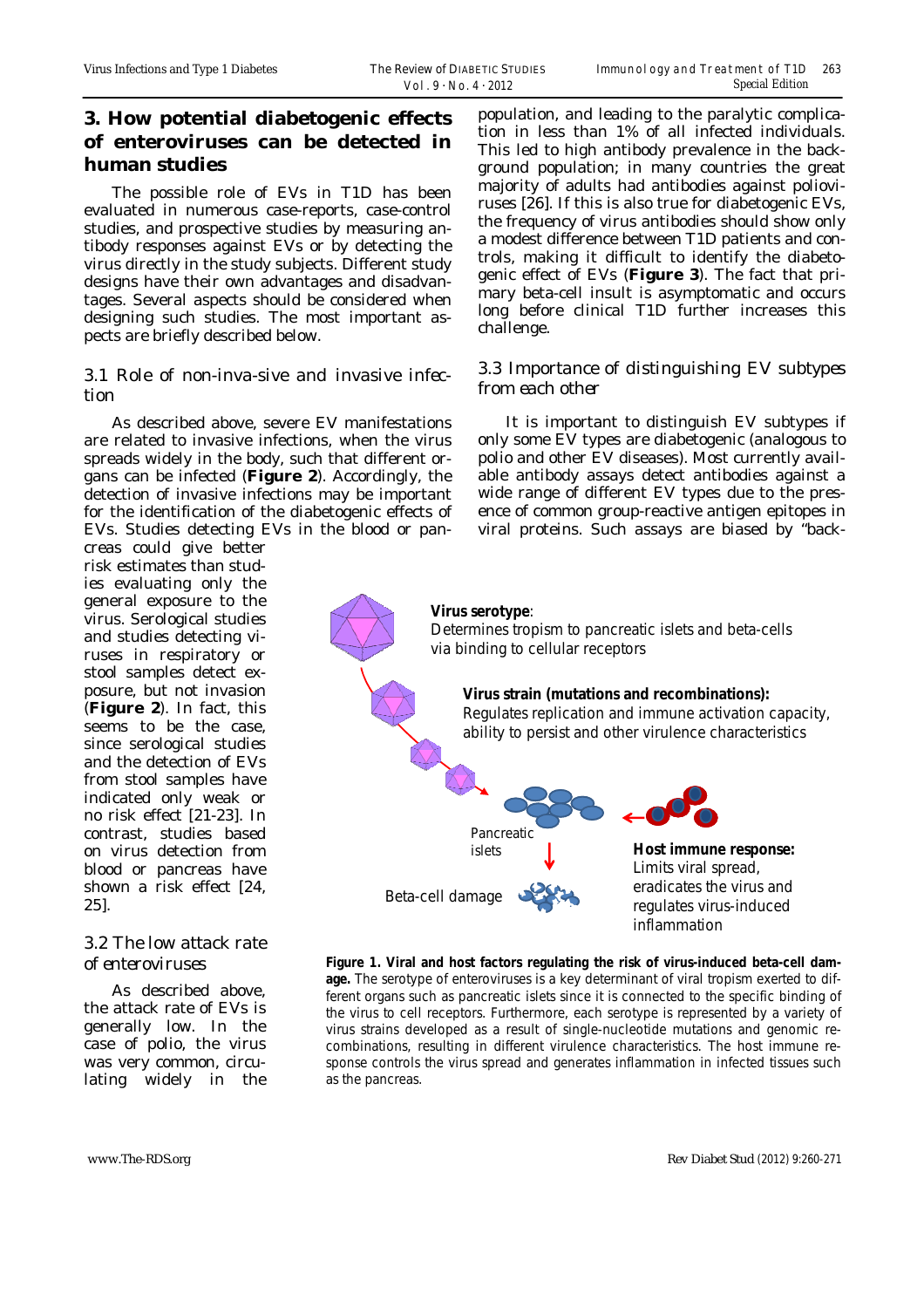## 3. How potential diabetogenic effects of enteroviruses can be detected in human studies

The possible role of EVs in T1D has been evaluated in numerous case-reports, case-control studies, and prospective studies by measuring antibody responses against EVs or by detecting the virus directly in the study subjects. Different study designs have their own advantages and disadvantages. Several aspects should be considered when designing such studies. The most important aspects are briefly described below.

### 3.1 Role of non-inva-sive and invasive infection

As described above, severe EV manifestations are related to invasive infections, when the virus spreads widely in the body, such that different organs can be infected (**Figure 2**). Accordingly, the detection of invasive infections may be important for the identification of the diabetogenic effects of EVs. Studies detecting EVs in the blood or pancreas could give better risk estimates than studies evaluating only the general exposure to the virus. Serological studies and studies detecting viruses in respiratory or stool samples detect exposure, but not invasion (**Figure 2**). In fact, this seems to be the case, since serological studies and the detection of EVs from stool samples have indicated only weak or no risk effect [21-23]. In contrast, studies based on virus detection from blood or pancreas have shown a risk effect [24, 25].

### 3.2 The low attack rate of enteroviruses

As described above, the attack rate of EVs is generally low. In the case of polio, the virus was very common, circulating widely in the population, and leading to the paralytic complication in less than 1% of all infected individuals. This led to high antibody prevalence in the background population; in many countries the great majority of adults had antibodies against polioviruses [26]. If this is also true for diabetogenic EVs, the frequency of virus antibodies should show only a modest difference between T1D patients and controls, making it difficult to identify the diabetogenic effect of EVs (**Figure 3**). The fact that primary beta-cell insult is asymptomatic and occurs long before clinical T1D further increases this challenge.

### 3.3 Importance of distinguishing EV subtypes from each other

It is important to distinguish EV subtypes if only some EV types are diabetogenic (analogous to polio and other EV diseases). Most currently available antibody assays detect antibodies against a wide range of different EV types due to the presence of common group-reactive antigen epitopes in viral proteins. Such assays are biased by "back-

**Virus serotype**: Determines tropism to pancreatic islets and beta-cells via binding to cellular receptors

**Virus strain (mutations and recombinations):** Regulates replication and immune activation capacity, ability to persist and other virulence characteristics

Pancreatic islets

Beta-cell damage

**Host immune response:** Limits viral spread, eradicates the virus and regulates virus-induced inflammation

**Figure 1. Viral and host factors regulating the risk of virus-induced beta-cell damage.** The serotype of enteroviruses is a key determinant of viral tropism exerted to different organs such as pancreatic islets since it is connected to the specific binding of the virus to cell receptors. Furthermore, each serotype is represented by a variety of virus strains developed as a result of single-nucleotide mutations and genomic recombinations, resulting in different virulence characteristics. The host immune response controls the virus spread and generates inflammation in infected tissues such as the pancreas.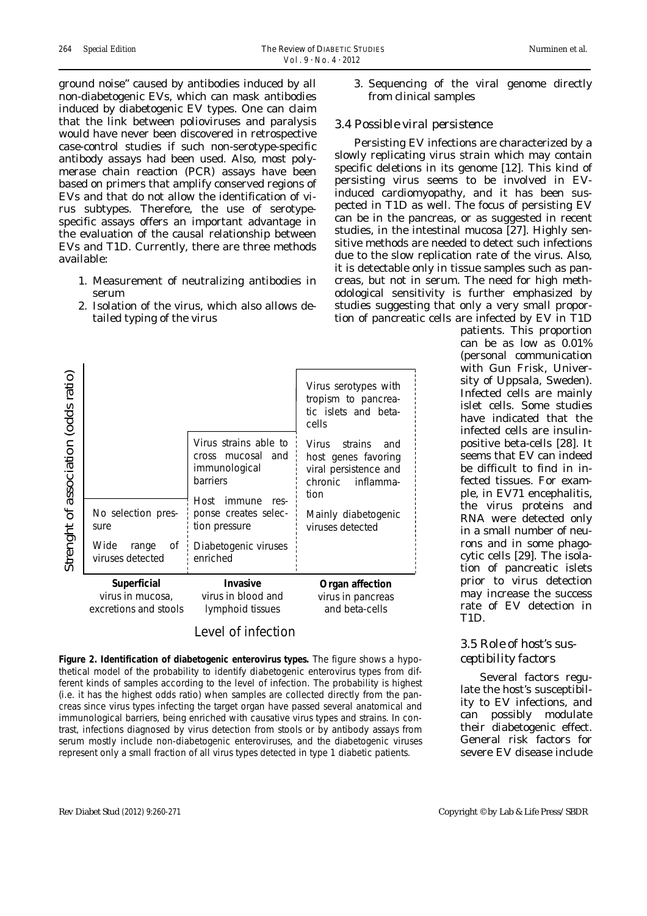ground noise" caused by antibodies induced by all non-diabetogenic EVs, which can mask antibodies induced by diabetogenic EV types. One can claim that the link between polioviruses and paralysis would have never been discovered in retrospective case-control studies if such non-serotype-specific antibody assays had been used. Also, most polymerase chain reaction (PCR) assays have been based on primers that amplify conserved regions of EVs and that do not allow the identification of virus subtypes. Therefore, the use of serotype-specific assays offers an important advantage in the evaluation of the causal relationship between EVs and T1D. Currently, there are three methods available:

1. Measurement of neutralizing antibodies in serum
2. Isolation of the virus, which also allows detailed typing of the virus
3. Sequencing of the viral genome directly from clinical samples

### 3.4 Possible viral persistence

Persisting EV infections are characterized by a slowly replicating virus strain which may contain specific deletions in its genome [12]. This kind of persisting virus seems to be involved in EV-induced cardiomyopathy, and it has been suspected in T1D as well. The focus of persisting EV can be in the pancreas, or as suggested in recent studies, in the intestinal mucosa [27]. Highly sensitive methods are needed to detect such infections due to the slow replication rate of the virus. Also, it is detectable only in tissue samples such as pancreas, but not in serum. The need for high methodological sensitivity is further emphasized by studies suggesting that only a very small proportion of pancreatic cells are infected by EV in T1D patients. This proportion can be as low as 0.01% (personal communication with Gun Frisk, University of Uppsala, Sweden). Infected cells are mainly islet cells. Some studies have indicated that the infected cells are insulin-positive beta-cells [28]. It seems that EV can indeed be difficult to find in infected tissues. For example, in EV71 encephalitis, the virus proteins and RNA were detected only in a small number of neurons and in some phagocytic cells [29]. The isolation of pancreatic islets prior to virus detection may increase the success rate of EV detection in T1D.

Strenght of association (odds ratio)

| Superficial virus in mucosa, excretions and stools | Invasive virus in blood and lymphoid tissues | Organ affection virus in pancreas and beta-cells |
|---|---|---|
| | | Virus serotypes with tropism to pancreatic islets and beta-cells |
| | Virus strains able to cross mucosal and immunological barriers | Virus strains and host genes favoring viral persistence and chronic inflammation |
| No selection pressure | Host immune response creates selection pressure | Mainly diabetogenic viruses detected |
| Wide range of viruses detected | Diabetogenic viruses enriched | |

Level of infection

**Figure 2. Identification of diabetogenic enterovirus types.** The figure shows a hypothetical model of the probability to identify diabetogenic enterovirus types from different kinds of samples according to the level of infection. The probability is highest (i.e. it has the highest odds ratio) when samples are collected directly from the pancreas since virus types infecting the target organ have passed several anatomical and immunological barriers, being enriched with causative virus types and strains. In contrast, infections diagnosed by virus detection from stools or by antibody assays from serum mostly include non-diabetogenic enteroviruses, and the diabetogenic viruses represent only a small fraction of all virus types detected in type 1 diabetic patients.

### 3.5 Role of host's susceptibility factors

Several factors regulate the host's susceptibility to EV infections, and can possibly modulate their diabetogenic effect. General risk factors for severe EV disease include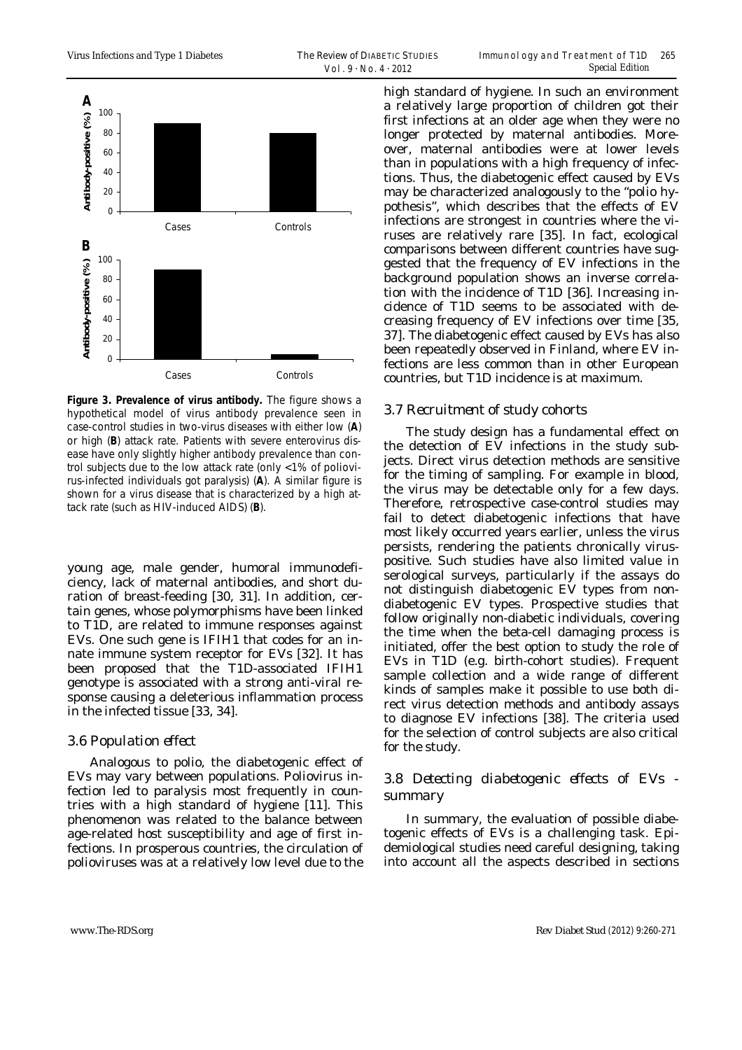**Figure 3. Prevalence of virus antibody.** The figure shows a hypothetical model of virus antibody prevalence seen in case-control studies in two-virus diseases with either low (**A**) or high (**B**) attack rate. Patients with severe enterovirus disease have only slightly higher antibody prevalence than control subjects due to the low attack rate (only <1% of poliovirus-infected individuals got paralysis) (**A**). A similar figure is shown for a virus disease that is characterized by a high attack rate (such as HIV-induced AIDS) (**B**).

young age, male gender, humoral immunodeficiency, lack of maternal antibodies, and short duration of breast-feeding [30, 31]. In addition, certain genes, whose polymorphisms have been linked to T1D, are related to immune responses against EVs. One such gene is IFIH1 that codes for an innate immune system receptor for EVs [32]. It has been proposed that the T1D-associated IFIH1 genotype is associated with a strong anti-viral response causing a deleterious inflammation process in the infected tissue [33, 34].

### 3.6 Population effect

Analogous to polio, the diabetogenic effect of EVs may vary between populations. Poliovirus infection led to paralysis most frequently in countries with a high standard of hygiene [11]. This phenomenon was related to the balance between age-related host susceptibility and age of first infections. In prosperous countries, the circulation of polioviruses was at a relatively low level due to the high standard of hygiene. In such an environment a relatively large proportion of children got their first infections at an older age when they were no longer protected by maternal antibodies. Moreover, maternal antibodies were at lower levels than in populations with a high frequency of infections. Thus, the diabetogenic effect caused by EVs may be characterized analogously to the "polio hypothesis", which describes that the effects of EV infections are strongest in countries where the viruses are relatively rare [35]. In fact, ecological comparisons between different countries have suggested that the frequency of EV infections in the background population shows an inverse correlation with the incidence of T1D [36]. Increasing incidence of T1D seems to be associated with decreasing frequency of EV infections over time [35, 37]. The diabetogenic effect caused by EVs has also been repeatedly observed in Finland, where EV infections are less common than in other European countries, but T1D incidence is at maximum.

### 3.7 Recruitment of study cohorts

The study design has a fundamental effect on the detection of EV infections in the study subjects. Direct virus detection methods are sensitive for the timing of sampling. For example in blood, the virus may be detectable only for a few days. Therefore, retrospective case-control studies may fail to detect diabetogenic infections that have most likely occurred years earlier, unless the virus persists, rendering the patients chronically virus-positive. Such studies have also limited value in serological surveys, particularly if the assays do not distinguish diabetogenic EV types from non-diabetogenic EV types. Prospective studies that follow originally non-diabetic individuals, covering the time when the beta-cell damaging process is initiated, offer the best option to study the role of EVs in T1D (e.g. birth-cohort studies). Frequent sample collection and a wide range of different kinds of samples make it possible to use both direct virus detection methods and antibody assays to diagnose EV infections [38]. The criteria used for the selection of control subjects are also critical for the study.

### 3.8 Detecting diabetogenic effects of EVs - summary

In summary, the evaluation of possible diabetogenic effects of EVs is a challenging task. Epidemiological studies need careful designing, taking into account all the aspects described in sections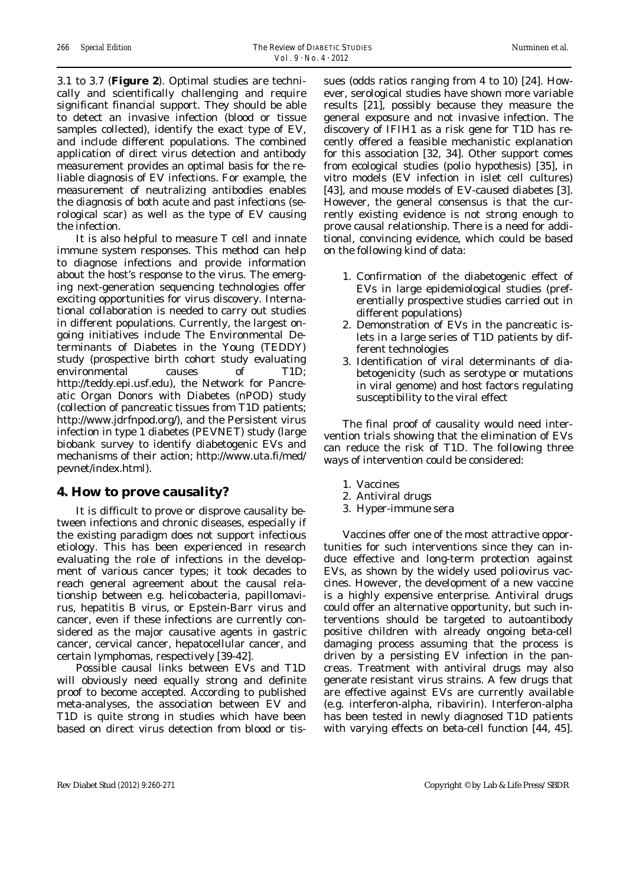3.1 to 3.7 (**Figure 2**). Optimal studies are technically and scientifically challenging and require significant financial support. They should be able to detect an invasive infection (blood or tissue samples collected), identify the exact type of EV, and include different populations. The combined application of direct virus detection and antibody measurement provides an optimal basis for the reliable diagnosis of EV infections. For example, the measurement of neutralizing antibodies enables the diagnosis of both acute and past infections (serological scar) as well as the type of EV causing the infection.

It is also helpful to measure T cell and innate immune system responses. This method can help to diagnose infections and provide information about the host's response to the virus. The emerging next-generation sequencing technologies offer exciting opportunities for virus discovery. International collaboration is needed to carry out studies in different populations. Currently, the largest ongoing initiatives include The Environmental Determinants of Diabetes in the Young (TEDDY) study (prospective birth cohort study evaluating environmental causes of T1D; http://teddy.epi.usf.edu), the Network for Pancreatic Organ Donors with Diabetes (nPOD) study (collection of pancreatic tissues from T1D patients; http://www.jdrfnpod.org/), and the Persistent virus infection in type 1 diabetes (PEVNET) study (large biobank survey to identify diabetogenic EVs and mechanisms of their action; http://www.uta.fi/med/pevnet/index.html).

## 4. How to prove causality?

It is difficult to prove or disprove causality between infections and chronic diseases, especially if the existing paradigm does not support infectious etiology. This has been experienced in research evaluating the role of infections in the development of various cancer types; it took decades to reach general agreement about the causal relationship between e.g. helicobacteria, papillomavirus, hepatitis B virus, or Epstein-Barr virus and cancer, even if these infections are currently considered as the major causative agents in gastric cancer, cervical cancer, hepatocellular cancer, and certain lymphomas, respectively [39-42].

Possible causal links between EVs and T1D will obviously need equally strong and definite proof to become accepted. According to published meta-analyses, the association between EV and T1D is quite strong in studies which have been based on direct virus detection from blood or tissues (odds ratios ranging from 4 to 10) [24]. However, serological studies have shown more variable results [21], possibly because they measure the general exposure and not invasive infection. The discovery of IFIH1 as a risk gene for T1D has recently offered a feasible mechanistic explanation for this association [32, 34]. Other support comes from ecological studies (polio hypothesis) [35], in vitro models (EV infection in islet cell cultures) [43], and mouse models of EV-caused diabetes [3]. However, the general consensus is that the currently existing evidence is not strong enough to prove causal relationship. There is a need for additional, convincing evidence, which could be based on the following kind of data:

1. Confirmation of the diabetogenic effect of EVs in large epidemiological studies (preferentially prospective studies carried out in different populations)
2. Demonstration of EVs in the pancreatic islets in a large series of T1D patients by different technologies
3. Identification of viral determinants of diabetogenicity (such as serotype or mutations in viral genome) and host factors regulating susceptibility to the viral effect

The final proof of causality would need intervention trials showing that the elimination of EVs can reduce the risk of T1D. The following three ways of intervention could be considered:

1. Vaccines
2. Antiviral drugs
3. Hyper-immune sera

Vaccines offer one of the most attractive opportunities for such interventions since they can induce effective and long-term protection against EVs, as shown by the widely used poliovirus vaccines. However, the development of a new vaccine is a highly expensive enterprise. Antiviral drugs could offer an alternative opportunity, but such interventions should be targeted to autoantibody positive children with already ongoing beta-cell damaging process assuming that the process is driven by a persisting EV infection in the pancreas. Treatment with antiviral drugs may also generate resistant virus strains. A few drugs that are effective against EVs are currently available (e.g. interferon-alpha, ribavirin). Interferon-alpha has been tested in newly diagnosed T1D patients with varying effects on beta-cell function [44, 45].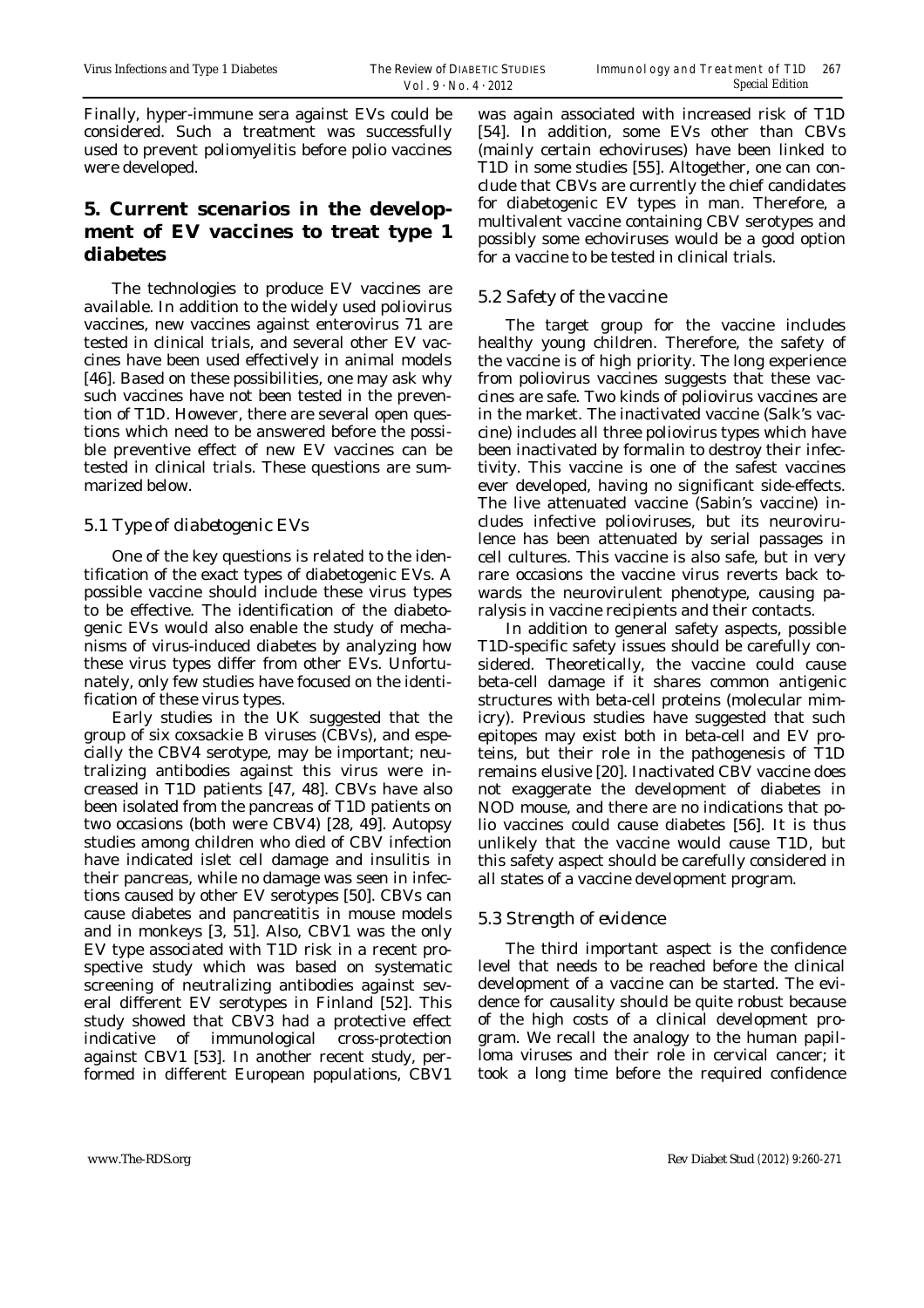Finally, hyper-immune sera against EVs could be considered. Such a treatment was successfully used to prevent poliomyelitis before polio vaccines were developed.

## 5. Current scenarios in the development of EV vaccines to treat type 1 diabetes

The technologies to produce EV vaccines are available. In addition to the widely used poliovirus vaccines, new vaccines against enterovirus 71 are tested in clinical trials, and several other EV vaccines have been used effectively in animal models [46]. Based on these possibilities, one may ask why such vaccines have not been tested in the prevention of T1D. However, there are several open questions which need to be answered before the possible preventive effect of new EV vaccines can be tested in clinical trials. These questions are summarized below.

### 5.1 Type of diabetogenic EVs

One of the key questions is related to the identification of the exact types of diabetogenic EVs. A possible vaccine should include these virus types to be effective. The identification of the diabetogenic EVs would also enable the study of mechanisms of virus-induced diabetes by analyzing how these virus types differ from other EVs. Unfortunately, only few studies have focused on the identification of these virus types.

Early studies in the UK suggested that the group of six coxsackie B viruses (CBVs), and especially the CBV4 serotype, may be important; neutralizing antibodies against this virus were increased in T1D patients [47, 48]. CBVs have also been isolated from the pancreas of T1D patients on two occasions (both were CBV4) [28, 49]. Autopsy studies among children who died of CBV infection have indicated islet cell damage and insulitis in their pancreas, while no damage was seen in infections caused by other EV serotypes [50]. CBVs can cause diabetes and pancreatitis in mouse models and in monkeys [3, 51]. Also, CBV1 was the only EV type associated with T1D risk in a recent prospective study which was based on systematic screening of neutralizing antibodies against several different EV serotypes in Finland [52]. This study showed that CBV3 had a protective effect indicative of immunological cross-protection against CBV1 [53]. In another recent study, performed in different European populations, CBV1 was again associated with increased risk of T1D [54]. In addition, some EVs other than CBVs (mainly certain echoviruses) have been linked to T1D in some studies [55]. Altogether, one can conclude that CBVs are currently the chief candidates for diabetogenic EV types in man. Therefore, a multivalent vaccine containing CBV serotypes and possibly some echoviruses would be a good option for a vaccine to be tested in clinical trials.

### 5.2 Safety of the vaccine

The target group for the vaccine includes healthy young children. Therefore, the safety of the vaccine is of high priority. The long experience from poliovirus vaccines suggests that these vaccines are safe. Two kinds of poliovirus vaccines are in the market. The inactivated vaccine (Salk's vaccine) includes all three poliovirus types which have been inactivated by formalin to destroy their infectivity. This vaccine is one of the safest vaccines ever developed, having no significant side-effects. The live attenuated vaccine (Sabin's vaccine) includes infective polioviruses, but its neurovirulence has been attenuated by serial passages in cell cultures. This vaccine is also safe, but in very rare occasions the vaccine virus reverts back towards the neurovirulent phenotype, causing paralysis in vaccine recipients and their contacts.

In addition to general safety aspects, possible T1D-specific safety issues should be carefully considered. Theoretically, the vaccine could cause beta-cell damage if it shares common antigenic structures with beta-cell proteins (molecular mimicry). Previous studies have suggested that such epitopes may exist both in beta-cell and EV proteins, but their role in the pathogenesis of T1D remains elusive [20]. Inactivated CBV vaccine does not exaggerate the development of diabetes in NOD mouse, and there are no indications that polio vaccines could cause diabetes [56]. It is thus unlikely that the vaccine would cause T1D, but this safety aspect should be carefully considered in all states of a vaccine development program.

### 5.3 Strength of evidence

The third important aspect is the confidence level that needs to be reached before the clinical development of a vaccine can be started. The evidence for causality should be quite robust because of the high costs of a clinical development program. We recall the analogy to the human papilloma viruses and their role in cervical cancer; it took a long time before the required confidence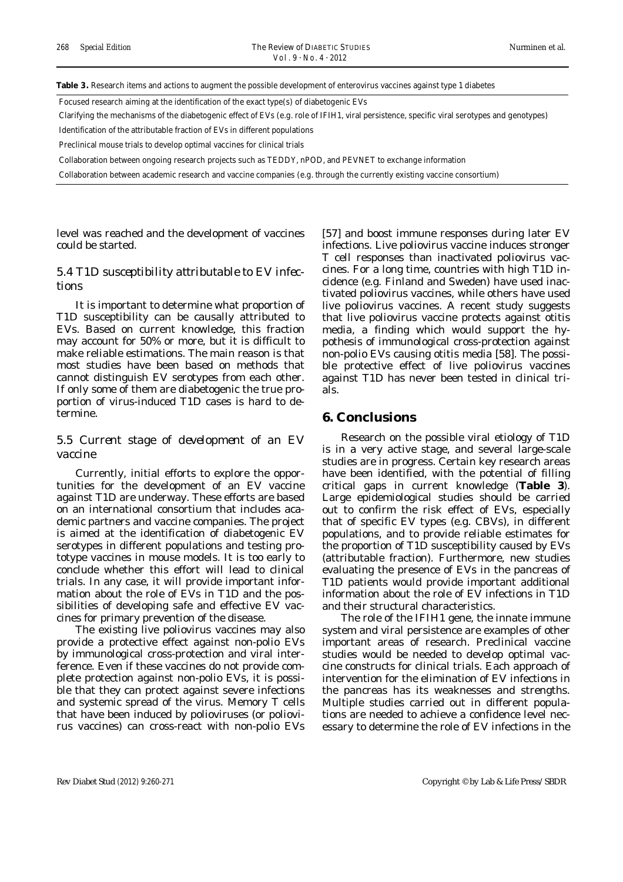**Table 3.** Research items and actions to augment the possible development of enterovirus vaccines against type 1 diabetes

| |
|---|
| Focused research aiming at the identification of the exact type(s) of diabetogenic EVs |
| Clarifying the mechanisms of the diabetogenic effect of EVs (e.g. role of IFIH1, viral persistence, specific viral serotypes and genotypes) |
| Identification of the attributable fraction of EVs in different populations |
| Preclinical mouse trials to develop optimal vaccines for clinical trials |
| Collaboration between ongoing research projects such as TEDDY, nPOD, and PEVNET to exchange information |
| Collaboration between academic research and vaccine companies (e.g. through the currently existing vaccine consortium) |

level was reached and the development of vaccines could be started.

### 5.4 T1D susceptibility attributable to EV infections

It is important to determine what proportion of T1D susceptibility can be causally attributed to EVs. Based on current knowledge, this fraction may account for 50% or more, but it is difficult to make reliable estimations. The main reason is that most studies have been based on methods that cannot distinguish EV serotypes from each other. If only some of them are diabetogenic the true proportion of virus-induced T1D cases is hard to determine.

### 5.5 Current stage of development of an EV vaccine

Currently, initial efforts to explore the opportunities for the development of an EV vaccine against T1D are underway. These efforts are based on an international consortium that includes academic partners and vaccine companies. The project is aimed at the identification of diabetogenic EV serotypes in different populations and testing prototype vaccines in mouse models. It is too early to conclude whether this effort will lead to clinical trials. In any case, it will provide important information about the role of EVs in T1D and the possibilities of developing safe and effective EV vaccines for primary prevention of the disease.

The existing live poliovirus vaccines may also provide a protective effect against non-polio EVs by immunological cross-protection and viral interference. Even if these vaccines do not provide complete protection against non-polio EVs, it is possible that they can protect against severe infections and systemic spread of the virus. Memory T cells that have been induced by polioviruses (or poliovirus vaccines) can cross-react with non-polio EVs [57] and boost immune responses during later EV infections. Live poliovirus vaccine induces stronger T cell responses than inactivated poliovirus vaccines. For a long time, countries with high T1D incidence (e.g. Finland and Sweden) have used inactivated poliovirus vaccines, while others have used live poliovirus vaccines. A recent study suggests that live poliovirus vaccine protects against otitis media, a finding which would support the hypothesis of immunological cross-protection against non-polio EVs causing otitis media [58]. The possible protective effect of live poliovirus vaccines against T1D has never been tested in clinical trials.

## 6. Conclusions

Research on the possible viral etiology of T1D is in a very active stage, and several large-scale studies are in progress. Certain key research areas have been identified, with the potential of filling critical gaps in current knowledge (**Table 3**). Large epidemiological studies should be carried out to confirm the risk effect of EVs, especially that of specific EV types (e.g. CBVs), in different populations, and to provide reliable estimates for the proportion of T1D susceptibility caused by EVs (attributable fraction). Furthermore, new studies evaluating the presence of EVs in the pancreas of T1D patients would provide important additional information about the role of EV infections in T1D and their structural characteristics.

The role of the IFIH1 gene, the innate immune system and viral persistence are examples of other important areas of research. Preclinical vaccine studies would be needed to develop optimal vaccine constructs for clinical trials. Each approach of intervention for the elimination of EV infections in the pancreas has its weaknesses and strengths. Multiple studies carried out in different populations are needed to achieve a confidence level necessary to determine the role of EV infections in the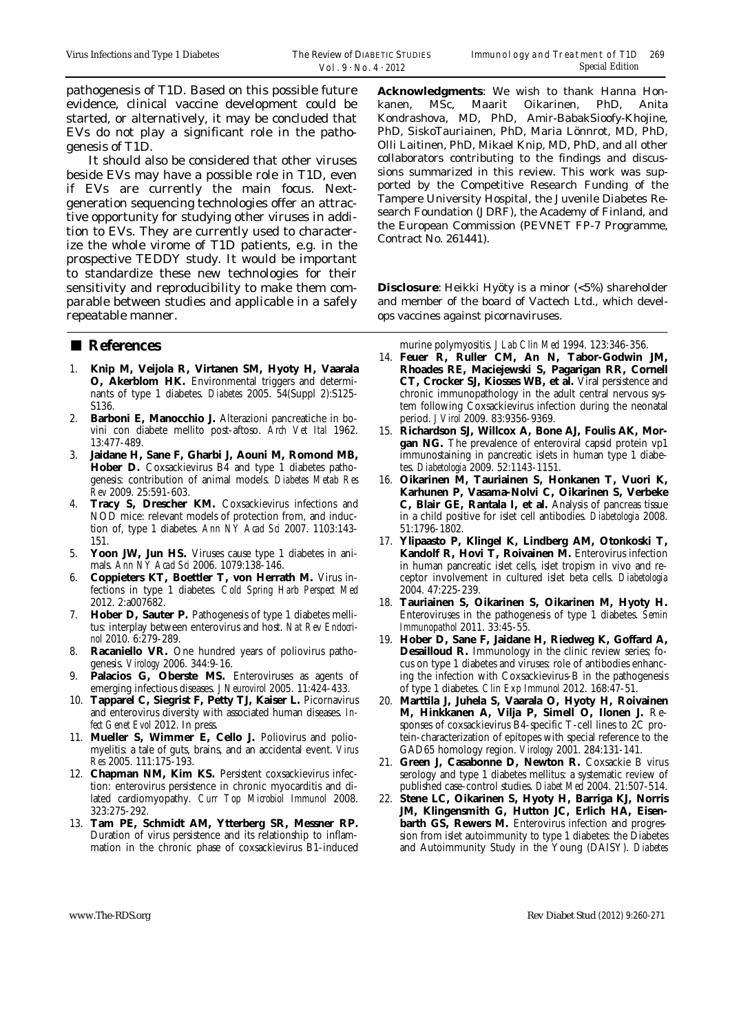pathogenesis of T1D. Based on this possible future evidence, clinical vaccine development could be started, or alternatively, it may be concluded that EVs do not play a significant role in the pathogenesis of T1D.

It should also be considered that other viruses beside EVs may have a possible role in T1D, even if EVs are currently the main focus. Next-generation sequencing technologies offer an attractive opportunity for studying other viruses in addition to EVs. They are currently used to characterize the whole virome of T1D patients, e.g. in the prospective TEDDY study. It would be important to standardize these new technologies for their sensitivity and reproducibility to make them comparable between studies and applicable in a safely repeatable manner.

**Acknowledgments**: We wish to thank Hanna Honkanen, MSc, Maarit Oikarinen, PhD, Anita Kondrashova, MD, PhD, Amir-BabakSioofy-Khojine, PhD, SiskoTauriainen, PhD, Maria Lönnrot, MD, PhD, Olli Laitinen, PhD, Mikael Knip, MD, PhD, and all other collaborators contributing to the findings and discussions summarized in this review. This work was supported by the Competitive Research Funding of the Tampere University Hospital, the Juvenile Diabetes Research Foundation (JDRF), the Academy of Finland, and the European Commission (PEVNET FP-7 Programme, Contract No. 261441).

**Disclosure**: Heikki Hyöty is a minor (<5%) shareholder and member of the board of Vactech Ltd., which develops vaccines against picornaviruses.

## References

1. **Knip M, Veijola R, Virtanen SM, Hyoty H, Vaarala O, Akerblom HK.** Environmental triggers and determinants of type 1 diabetes. *Diabetes* 2005. 54(Suppl 2):S125-S136.
2. **Barboni E, Manocchio J.** Alterazioni pancreatiche in bovini con diabete mellito post-aftoso. *Arch Vet Ital* 1962. 13:477-489.
3. **Jaidane H, Sane F, Gharbi J, Aouni M, Romond MB, Hober D.** Coxsackievirus B4 and type 1 diabetes pathogenesis: contribution of animal models. *Diabetes Metab Res Rev* 2009. 25:591-603.
4. **Tracy S, Drescher KM.** Coxsackievirus infections and NOD mice: relevant models of protection from, and induction of, type 1 diabetes. *Ann NY Acad Sci* 2007. 1103:143-151.
5. **Yoon JW, Jun HS.** Viruses cause type 1 diabetes in animals. *Ann NY Acad Sci* 2006. 1079:138-146.
6. **Coppieters KT, Boettler T, von Herrath M.** Virus infections in type 1 diabetes. *Cold Spring Harb Perspect Med* 2012. 2:a007682.
7. **Hober D, Sauter P.** Pathogenesis of type 1 diabetes mellitus: interplay between enterovirus and host. *Nat Rev Endocrinol* 2010. 6:279-289.
8. **Racaniello VR.** One hundred years of poliovirus pathogenesis. *Virology* 2006. 344:9-16.
9. **Palacios G, Oberste MS.** Enteroviruses as agents of emerging infectious diseases. *J Neurovirol* 2005. 11:424-433.
10. **Tapparel C, Siegrist F, Petty TJ, Kaiser L.** Picornavirus and enterovirus diversity with associated human diseases. *Infect Genet Evol* 2012. In press.
11. **Mueller S, Wimmer E, Cello J.** Poliovirus and poliomyelitis: a tale of guts, brains, and an accidental event. *Virus Res* 2005. 111:175-193.
12. **Chapman NM, Kim KS.** Persistent coxsackievirus infection: enterovirus persistence in chronic myocarditis and dilated cardiomyopathy. *Curr Top Microbiol Immunol* 2008. 323:275-292.
13. **Tam PE, Schmidt AM, Ytterberg SR, Messner RP.** Duration of virus persistence and its relationship to inflammation in the chronic phase of coxsackievirus B1-induced murine polymyositis. *J Lab Clin Med* 1994. 123:346-356.
14. **Feuer R, Ruller CM, An N, Tabor-Godwin JM, Rhoades RE, Maciejewski S, Pagarigan RR, Cornell CT, Crocker SJ, Kiosses WB, et al.** Viral persistence and chronic immunopathology in the adult central nervous system following Coxsackievirus infection during the neonatal period. *J Virol* 2009. 83:9356-9369.
15. **Richardson SJ, Willcox A, Bone AJ, Foulis AK, Morgan NG.** The prevalence of enteroviral capsid protein vp1 immunostaining in pancreatic islets in human type 1 diabetes. *Diabetologia* 2009. 52:1143-1151.
16. **Oikarinen M, Tauriainen S, Honkanen T, Vuori K, Karhunen P, Vasama-Nolvi C, Oikarinen S, Verbeke C, Blair GE, Rantala I, et al.** Analysis of pancreas tissue in a child positive for islet cell antibodies. *Diabetologia* 2008. 51:1796-1802.
17. **Ylipaasto P, Klingel K, Lindberg AM, Otonkoski T, Kandolf R, Hovi T, Roivainen M.** Enterovirus infection in human pancreatic islet cells, islet tropism in vivo and receptor involvement in cultured islet beta cells. *Diabetologia* 2004. 47:225-239.
18. **Tauriainen S, Oikarinen S, Oikarinen M, Hyoty H.** Enteroviruses in the pathogenesis of type 1 diabetes. *Semin Immunopathol* 2011. 33:45-55.
19. **Hober D, Sane F, Jaidane H, Riedweg K, Goffard A, Desailloud R.** Immunology in the clinic review series; focus on type 1 diabetes and viruses: role of antibodies enhancing the infection with Coxsackievirus-B in the pathogenesis of type 1 diabetes. *Clin Exp Immunol* 2012. 168:47-51.
20. **Marttila J, Juhela S, Vaarala O, Hyoty H, Roivainen M, Hinkkanen A, Vilja P, Simell O, Ilonen J.** Responses of coxsackievirus B4-specific T-cell lines to 2C protein-characterization of epitopes with special reference to the GAD65 homology region. *Virology* 2001. 284:131-141.
21. **Green J, Casabonne D, Newton R.** Coxsackie B virus serology and type 1 diabetes mellitus: a systematic review of published case-control studies. *Diabet Med* 2004. 21:507-514.
22. **Stene LC, Oikarinen S, Hyoty H, Barriga KJ, Norris JM, Klingensmith G, Hutton JC, Erlich HA, Eisenbarth GS, Rewers M.** Enterovirus infection and progression from islet autoimmunity to type 1 diabetes: the Diabetes and Autoimmunity Study in the Young (DAISY). *Diabetes*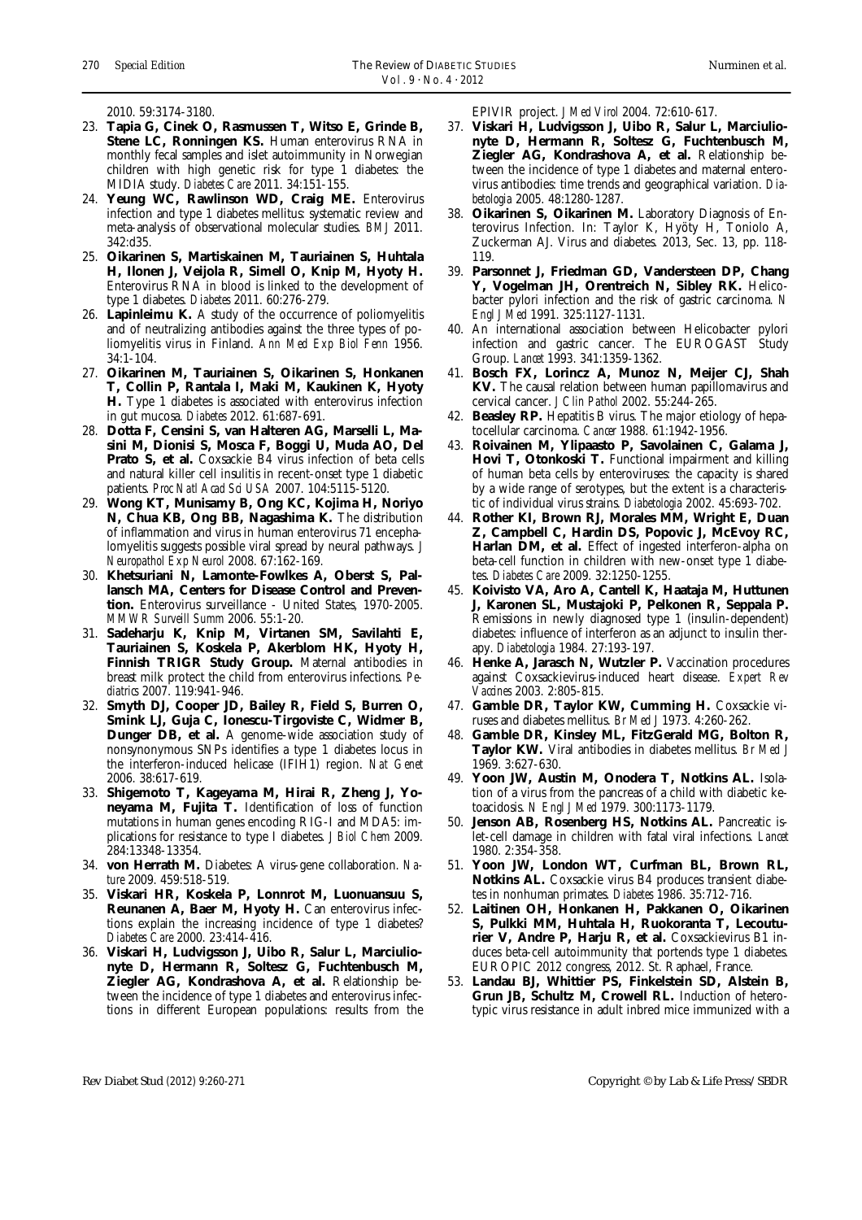2010. 59:3174-3180.

23. **Tapia G, Cinek O, Rasmussen T, Witso E, Grinde B, Stene LC, Ronningen KS.** Human enterovirus RNA in monthly fecal samples and islet autoimmunity in Norwegian children with high genetic risk for type 1 diabetes: the MIDIA study. *Diabetes Care* 2011. 34:151-155.
24. **Yeung WC, Rawlinson WD, Craig ME.** Enterovirus infection and type 1 diabetes mellitus: systematic review and meta-analysis of observational molecular studies. *BMJ* 2011. 342:d35.
25. **Oikarinen S, Martiskainen M, Tauriainen S, Huhtala H, Ilonen J, Veijola R, Simell O, Knip M, Hyoty H.** Enterovirus RNA in blood is linked to the development of type 1 diabetes. *Diabetes* 2011. 60:276-279.
26. **Lapinleimu K.** A study of the occurrence of poliomyelitis and of neutralizing antibodies against the three types of poliomyelitis virus in Finland. *Ann Med Exp Biol Fenn* 1956. 34:1-104.
27. **Oikarinen M, Tauriainen S, Oikarinen S, Honkanen T, Collin P, Rantala I, Maki M, Kaukinen K, Hyoty H.** Type 1 diabetes is associated with enterovirus infection in gut mucosa. *Diabetes* 2012. 61:687-691.
28. **Dotta F, Censini S, van Halteren AG, Marselli L, Masini M, Dionisi S, Mosca F, Boggi U, Muda AO, Del Prato S, et al.** Coxsackie B4 virus infection of beta cells and natural killer cell insulitis in recent-onset type 1 diabetic patients. *Proc Natl Acad Sci USA* 2007. 104:5115-5120.
29. **Wong KT, Munisamy B, Ong KC, Kojima H, Noriyo N, Chua KB, Ong BB, Nagashima K.** The distribution of inflammation and virus in human enterovirus 71 encephalomyelitis suggests possible viral spread by neural pathways. *J Neuropathol Exp Neurol* 2008. 67:162-169.
30. **Khetsuriani N, Lamonte-Fowlkes A, Oberst S, Pallansch MA, Centers for Disease Control and Prevention.** Enterovirus surveillance - United States, 1970-2005. *MMWR Surveill Summ* 2006. 55:1-20.
31. **Sadeharju K, Knip M, Virtanen SM, Savilahti E, Tauriainen S, Koskela P, Akerblom HK, Hyoty H, Finnish TRIGR Study Group.** Maternal antibodies in breast milk protect the child from enterovirus infections. *Pediatrics* 2007. 119:941-946.
32. **Smyth DJ, Cooper JD, Bailey R, Field S, Burren O, Smink LJ, Guja C, Ionescu-Tirgoviste C, Widmer B, Dunger DB, et al.** A genome-wide association study of nonsynonymous SNPs identifies a type 1 diabetes locus in the interferon-induced helicase (IFIH1) region. *Nat Genet* 2006. 38:617-619.
33. **Shigemoto T, Kageyama M, Hirai R, Zheng J, Yoneyama M, Fujita T.** Identification of loss of function mutations in human genes encoding RIG-I and MDA5: implications for resistance to type I diabetes. *J Biol Chem* 2009. 284:13348-13354.
34. **von Herrath M.** Diabetes: A virus-gene collaboration. *Nature* 2009. 459:518-519.
35. **Viskari HR, Koskela P, Lonnrot M, Luonuansuu S, Reunanen A, Baer M, Hyoty H.** Can enterovirus infections explain the increasing incidence of type 1 diabetes? *Diabetes Care* 2000. 23:414-416.
36. **Viskari H, Ludvigsson J, Uibo R, Salur L, Marciulionyte D, Hermann R, Soltesz G, Fuchtenbusch M, Ziegler AG, Kondrashova A, et al.** Relationship between the incidence of type 1 diabetes and enterovirus infections in different European populations: results from the EPIVIR project. *J Med Virol* 2004. 72:610-617.
37. **Viskari H, Ludvigsson J, Uibo R, Salur L, Marciulionyte D, Hermann R, Soltesz G, Fuchtenbusch M, Ziegler AG, Kondrashova A, et al.** Relationship between the incidence of type 1 diabetes and maternal enterovirus antibodies: time trends and geographical variation. *Diabetologia* 2005. 48:1280-1287.
38. **Oikarinen S, Oikarinen M.** Laboratory Diagnosis of Enterovirus Infection. In: Taylor K, Hyöty H, Toniolo A, Zuckerman AJ. Virus and diabetes. 2013, Sec. 13, pp. 118-119.
39. **Parsonnet J, Friedman GD, Vandersteen DP, Chang Y, Vogelman JH, Orentreich N, Sibley RK.** Helicobacter pylori infection and the risk of gastric carcinoma. *N Engl J Med* 1991. 325:1127-1131.
40. An international association between Helicobacter pylori infection and gastric cancer. The EUROGAST Study Group. *Lancet* 1993. 341:1359-1362.
41. **Bosch FX, Lorincz A, Munoz N, Meijer CJ, Shah KV.** The causal relation between human papillomavirus and cervical cancer. *J Clin Pathol* 2002. 55:244-265.
42. **Beasley RP.** Hepatitis B virus. The major etiology of hepatocellular carcinoma. *Cancer* 1988. 61:1942-1956.
43. **Roivainen M, Ylipaasto P, Savolainen C, Galama J, Hovi T, Otonkoski T.** Functional impairment and killing of human beta cells by enteroviruses: the capacity is shared by a wide range of serotypes, but the extent is a characteristic of individual virus strains. *Diabetologia* 2002. 45:693-702.
44. **Rother KI, Brown RJ, Morales MM, Wright E, Duan Z, Campbell C, Hardin DS, Popovic J, McEvoy RC, Harlan DM, et al.** Effect of ingested interferon-alpha on beta-cell function in children with new-onset type 1 diabetes. *Diabetes Care* 2009. 32:1250-1255.
45. **Koivisto VA, Aro A, Cantell K, Haataja M, Huttunen J, Karonen SL, Mustajoki P, Pelkonen R, Seppala P.** Remissions in newly diagnosed type 1 (insulin-dependent) diabetes: influence of interferon as an adjunct to insulin therapy. *Diabetologia* 1984. 27:193-197.
46. **Henke A, Jarasch N, Wutzler P.** Vaccination procedures against Coxsackievirus-induced heart disease. *Expert Rev Vaccines* 2003. 2:805-815.
47. **Gamble DR, Taylor KW, Cumming H.** Coxsackie viruses and diabetes mellitus. *Br Med J* 1973. 4:260-262.
48. **Gamble DR, Kinsley ML, FitzGerald MG, Bolton R, Taylor KW.** Viral antibodies in diabetes mellitus. *Br Med J* 1969. 3:627-630.
49. **Yoon JW, Austin M, Onodera T, Notkins AL.** Isolation of a virus from the pancreas of a child with diabetic ketoacidosis. *N Engl J Med* 1979. 300:1173-1179.
50. **Jenson AB, Rosenberg HS, Notkins AL.** Pancreatic islet-cell damage in children with fatal viral infections. *Lancet* 1980. 2:354-358.
51. **Yoon JW, London WT, Curfman BL, Brown RL, Notkins AL.** Coxsackie virus B4 produces transient diabetes in nonhuman primates. *Diabetes* 1986. 35:712-716.
52. **Laitinen OH, Honkanen H, Pakkanen O, Oikarinen S, Pulkki MM, Huhtala H, Ruokoranta T, Lecouturier V, Andre P, Harju R, et al.** Coxsackievirus B1 induces beta-cell autoimmunity that portends type 1 diabetes. EUROPIC 2012 congress, 2012. St. Raphael, France.
53. **Landau BJ, Whittier PS, Finkelstein SD, Alstein B, Grun JB, Schultz M, Crowell RL.** Induction of heterotypic virus resistance in adult inbred mice immunized with a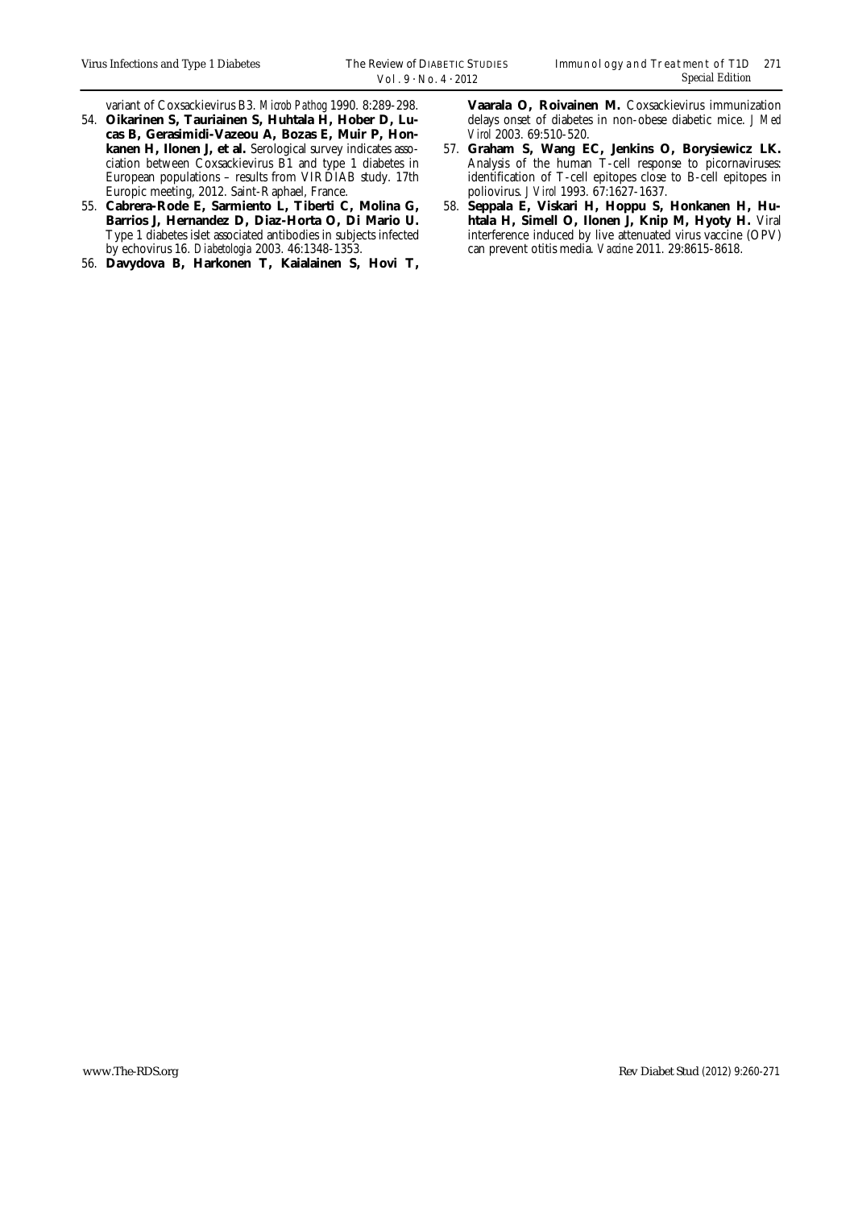variant of Coxsackievirus B3. *Microb Pathog* 1990. 8:289-298.

54. **Oikarinen S, Tauriainen S, Huhtala H, Hober D, Lucas B, Gerasimidi-Vazeou A, Bozas E, Muir P, Honkanen H, Ilonen J, et al.** Serological survey indicates association between Coxsackievirus B1 and type 1 diabetes in European populations – results from VIRDIAB study. 17th Europic meeting, 2012. Saint-Raphael, France.
55. **Cabrera-Rode E, Sarmiento L, Tiberti C, Molina G, Barrios J, Hernandez D, Diaz-Horta O, Di Mario U.** Type 1 diabetes islet associated antibodies in subjects infected by echovirus 16. *Diabetologia* 2003. 46:1348-1353.
56. **Davydova B, Harkonen T, Kaialainen S, Hovi T, Vaarala O, Roivainen M.** Coxsackievirus immunization delays onset of diabetes in non-obese diabetic mice. *J Med Virol* 2003. 69:510-520.
57. **Graham S, Wang EC, Jenkins O, Borysiewicz LK.** Analysis of the human T-cell response to picornaviruses: identification of T-cell epitopes close to B-cell epitopes in poliovirus. *J Virol* 1993. 67:1627-1637.
58. **Seppala E, Viskari H, Hoppu S, Honkanen H, Huhtala H, Simell O, Ilonen J, Knip M, Hyoty H.** Viral interference induced by live attenuated virus vaccine (OPV) can prevent otitis media. *Vaccine* 2011. 29:8615-8618.